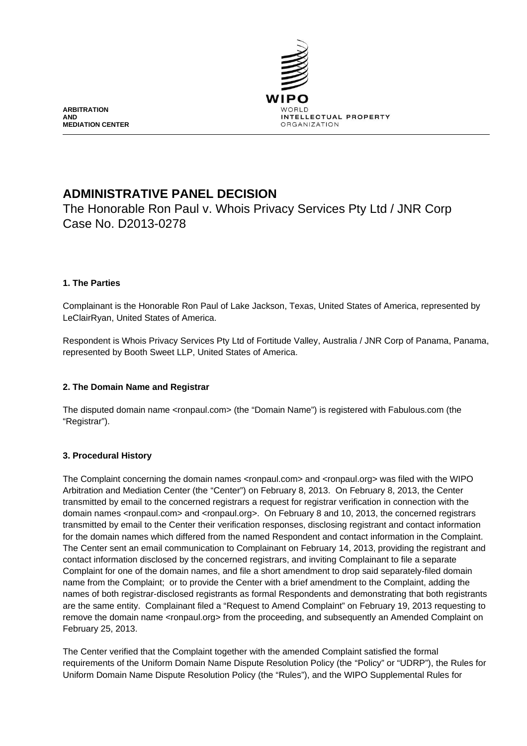ARBITRATION
AND
MEDIATION CENTER

WIPO
WORLD
INTELLECTUAL PROPERTY
ORGANIZATION

# ADMINISTRATIVE PANEL DECISION

The Honorable Ron Paul v. Whois Privacy Services Pty Ltd / JNR Corp
Case No. D2013-0278

## 1. The Parties

Complainant is the Honorable Ron Paul of Lake Jackson, Texas, United States of America, represented by LeClairRyan, United States of America.

Respondent is Whois Privacy Services Pty Ltd of Fortitude Valley, Australia / JNR Corp of Panama, Panama, represented by Booth Sweet LLP, United States of America.

## 2. The Domain Name and Registrar

The disputed domain name <ronpaul.com> (the "Domain Name") is registered with Fabulous.com (the "Registrar").

## 3. Procedural History

The Complaint concerning the domain names <ronpaul.com> and <ronpaul.org> was filed with the WIPO Arbitration and Mediation Center (the "Center") on February 8, 2013. On February 8, 2013, the Center transmitted by email to the concerned registrars a request for registrar verification in connection with the domain names <ronpaul.com> and <ronpaul.org>. On February 8 and 10, 2013, the concerned registrars transmitted by email to the Center their verification responses, disclosing registrant and contact information for the domain names which differed from the named Respondent and contact information in the Complaint. The Center sent an email communication to Complainant on February 14, 2013, providing the registrant and contact information disclosed by the concerned registrars, and inviting Complainant to file a separate Complaint for one of the domain names, and file a short amendment to drop said separately-filed domain name from the Complaint; or to provide the Center with a brief amendment to the Complaint, adding the names of both registrar-disclosed registrants as formal Respondents and demonstrating that both registrants are the same entity. Complainant filed a "Request to Amend Complaint" on February 19, 2013 requesting to remove the domain name <ronpaul.org> from the proceeding, and subsequently an Amended Complaint on February 25, 2013.

The Center verified that the Complaint together with the amended Complaint satisfied the formal requirements of the Uniform Domain Name Dispute Resolution Policy (the "Policy" or "UDRP"), the Rules for Uniform Domain Name Dispute Resolution Policy (the "Rules"), and the WIPO Supplemental Rules for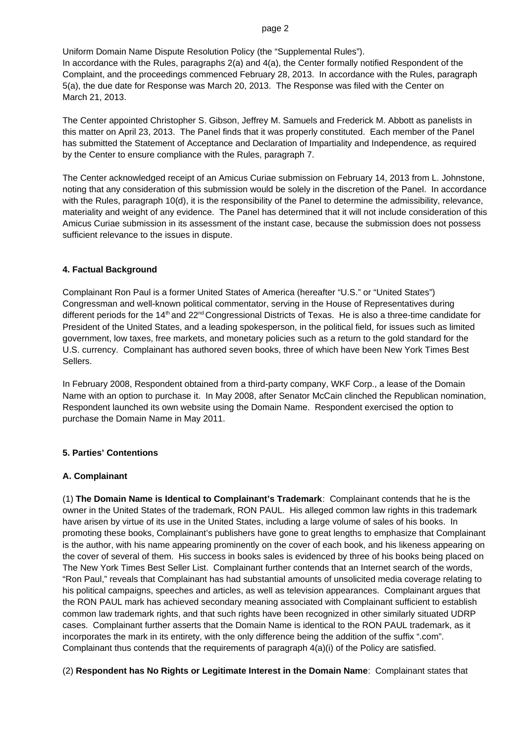Uniform Domain Name Dispute Resolution Policy (the "Supplemental Rules").

In accordance with the Rules, paragraphs 2(a) and 4(a), the Center formally notified Respondent of the Complaint, and the proceedings commenced February 28, 2013. In accordance with the Rules, paragraph 5(a), the due date for Response was March 20, 2013. The Response was filed with the Center on March 21, 2013.

The Center appointed Christopher S. Gibson, Jeffrey M. Samuels and Frederick M. Abbott as panelists in this matter on April 23, 2013. The Panel finds that it was properly constituted. Each member of the Panel has submitted the Statement of Acceptance and Declaration of Impartiality and Independence, as required by the Center to ensure compliance with the Rules, paragraph 7.

The Center acknowledged receipt of an Amicus Curiae submission on February 14, 2013 from L. Johnstone, noting that any consideration of this submission would be solely in the discretion of the Panel. In accordance with the Rules, paragraph 10(d), it is the responsibility of the Panel to determine the admissibility, relevance, materiality and weight of any evidence. The Panel has determined that it will not include consideration of this Amicus Curiae submission in its assessment of the instant case, because the submission does not possess sufficient relevance to the issues in dispute.

## 4. Factual Background

Complainant Ron Paul is a former United States of America (hereafter "U.S." or "United States") Congressman and well-known political commentator, serving in the House of Representatives during different periods for the 14th and 22nd Congressional Districts of Texas. He is also a three-time candidate for President of the United States, and a leading spokesperson, in the political field, for issues such as limited government, low taxes, free markets, and monetary policies such as a return to the gold standard for the U.S. currency. Complainant has authored seven books, three of which have been New York Times Best Sellers.

In February 2008, Respondent obtained from a third-party company, WKF Corp., a lease of the Domain Name with an option to purchase it. In May 2008, after Senator McCain clinched the Republican nomination, Respondent launched its own website using the Domain Name. Respondent exercised the option to purchase the Domain Name in May 2011.

## 5. Parties' Contentions

### A. Complainant

(1) **The Domain Name is Identical to Complainant's Trademark**: Complainant contends that he is the owner in the United States of the trademark, RON PAUL. His alleged common law rights in this trademark have arisen by virtue of its use in the United States, including a large volume of sales of his books. In promoting these books, Complainant's publishers have gone to great lengths to emphasize that Complainant is the author, with his name appearing prominently on the cover of each book, and his likeness appearing on the cover of several of them. His success in books sales is evidenced by three of his books being placed on The New York Times Best Seller List. Complainant further contends that an Internet search of the words, "Ron Paul," reveals that Complainant has had substantial amounts of unsolicited media coverage relating to his political campaigns, speeches and articles, as well as television appearances. Complainant argues that the RON PAUL mark has achieved secondary meaning associated with Complainant sufficient to establish common law trademark rights, and that such rights have been recognized in other similarly situated UDRP cases. Complainant further asserts that the Domain Name is identical to the RON PAUL trademark, as it incorporates the mark in its entirety, with the only difference being the addition of the suffix ".com". Complainant thus contends that the requirements of paragraph 4(a)(i) of the Policy are satisfied.

(2) **Respondent has No Rights or Legitimate Interest in the Domain Name**: Complainant states that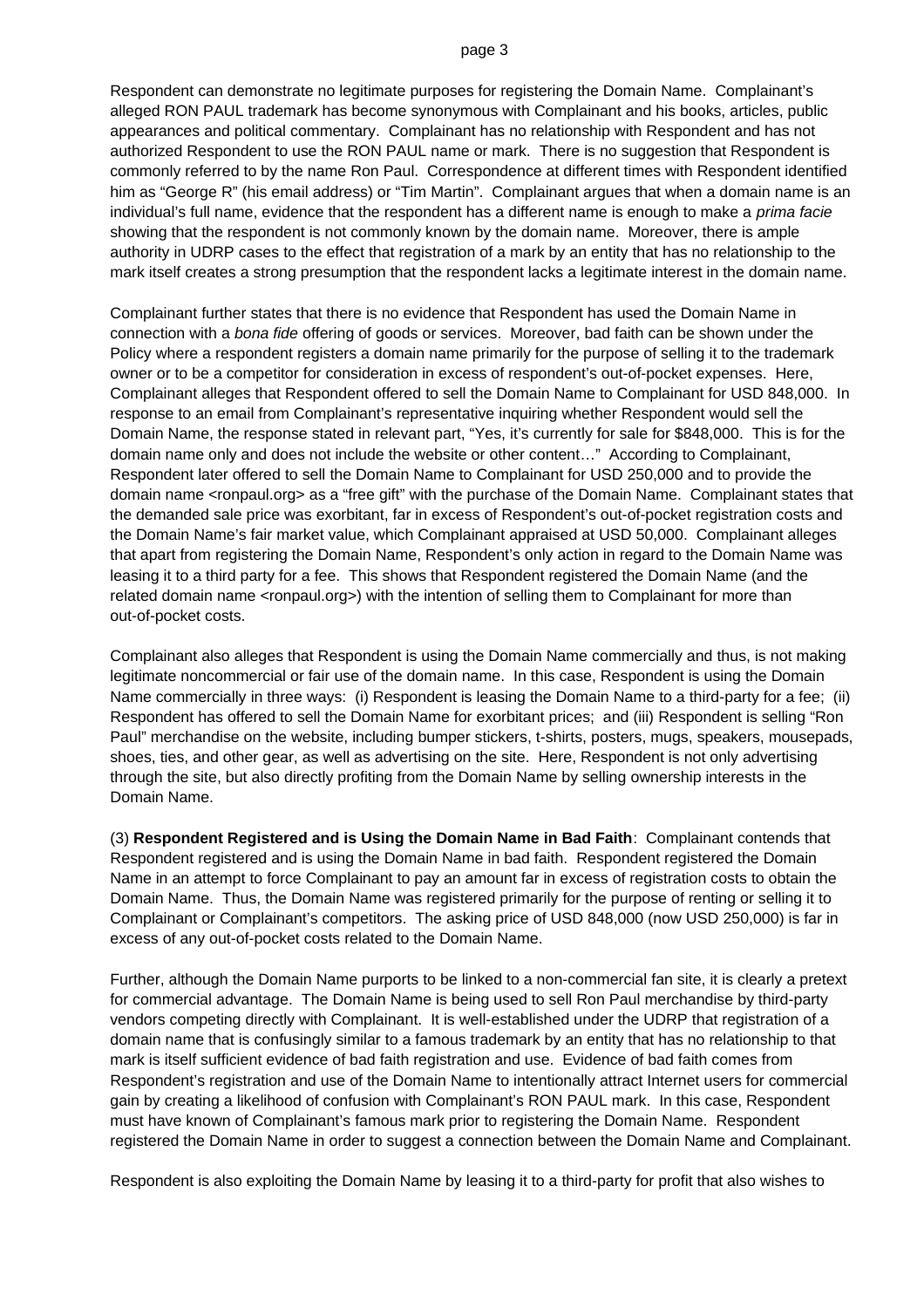Respondent can demonstrate no legitimate purposes for registering the Domain Name. Complainant's alleged RON PAUL trademark has become synonymous with Complainant and his books, articles, public appearances and political commentary. Complainant has no relationship with Respondent and has not authorized Respondent to use the RON PAUL name or mark. There is no suggestion that Respondent is commonly referred to by the name Ron Paul. Correspondence at different times with Respondent identified him as "George R" (his email address) or "Tim Martin". Complainant argues that when a domain name is an individual's full name, evidence that the respondent has a different name is enough to make a *prima facie* showing that the respondent is not commonly known by the domain name. Moreover, there is ample authority in UDRP cases to the effect that registration of a mark by an entity that has no relationship to the mark itself creates a strong presumption that the respondent lacks a legitimate interest in the domain name.

Complainant further states that there is no evidence that Respondent has used the Domain Name in connection with a *bona fide* offering of goods or services. Moreover, bad faith can be shown under the Policy where a respondent registers a domain name primarily for the purpose of selling it to the trademark owner or to be a competitor for consideration in excess of respondent's out-of-pocket expenses. Here, Complainant alleges that Respondent offered to sell the Domain Name to Complainant for USD 848,000. In response to an email from Complainant's representative inquiring whether Respondent would sell the Domain Name, the response stated in relevant part, "Yes, it's currently for sale for $848,000. This is for the domain name only and does not include the website or other content…" According to Complainant, Respondent later offered to sell the Domain Name to Complainant for USD 250,000 and to provide the domain name <ronpaul.org> as a "free gift" with the purchase of the Domain Name. Complainant states that the demanded sale price was exorbitant, far in excess of Respondent's out-of-pocket registration costs and the Domain Name's fair market value, which Complainant appraised at USD 50,000. Complainant alleges that apart from registering the Domain Name, Respondent's only action in regard to the Domain Name was leasing it to a third party for a fee. This shows that Respondent registered the Domain Name (and the related domain name <ronpaul.org>) with the intention of selling them to Complainant for more than out-of-pocket costs.

Complainant also alleges that Respondent is using the Domain Name commercially and thus, is not making legitimate noncommercial or fair use of the domain name. In this case, Respondent is using the Domain Name commercially in three ways: (i) Respondent is leasing the Domain Name to a third-party for a fee; (ii) Respondent has offered to sell the Domain Name for exorbitant prices; and (iii) Respondent is selling "Ron Paul" merchandise on the website, including bumper stickers, t-shirts, posters, mugs, speakers, mousepads, shoes, ties, and other gear, as well as advertising on the site. Here, Respondent is not only advertising through the site, but also directly profiting from the Domain Name by selling ownership interests in the Domain Name.

(3) **Respondent Registered and is Using the Domain Name in Bad Faith**: Complainant contends that Respondent registered and is using the Domain Name in bad faith. Respondent registered the Domain Name in an attempt to force Complainant to pay an amount far in excess of registration costs to obtain the Domain Name. Thus, the Domain Name was registered primarily for the purpose of renting or selling it to Complainant or Complainant's competitors. The asking price of USD 848,000 (now USD 250,000) is far in excess of any out-of-pocket costs related to the Domain Name.

Further, although the Domain Name purports to be linked to a non-commercial fan site, it is clearly a pretext for commercial advantage. The Domain Name is being used to sell Ron Paul merchandise by third-party vendors competing directly with Complainant. It is well-established under the UDRP that registration of a domain name that is confusingly similar to a famous trademark by an entity that has no relationship to that mark is itself sufficient evidence of bad faith registration and use. Evidence of bad faith comes from Respondent's registration and use of the Domain Name to intentionally attract Internet users for commercial gain by creating a likelihood of confusion with Complainant's RON PAUL mark. In this case, Respondent must have known of Complainant's famous mark prior to registering the Domain Name. Respondent registered the Domain Name in order to suggest a connection between the Domain Name and Complainant.

Respondent is also exploiting the Domain Name by leasing it to a third-party for profit that also wishes to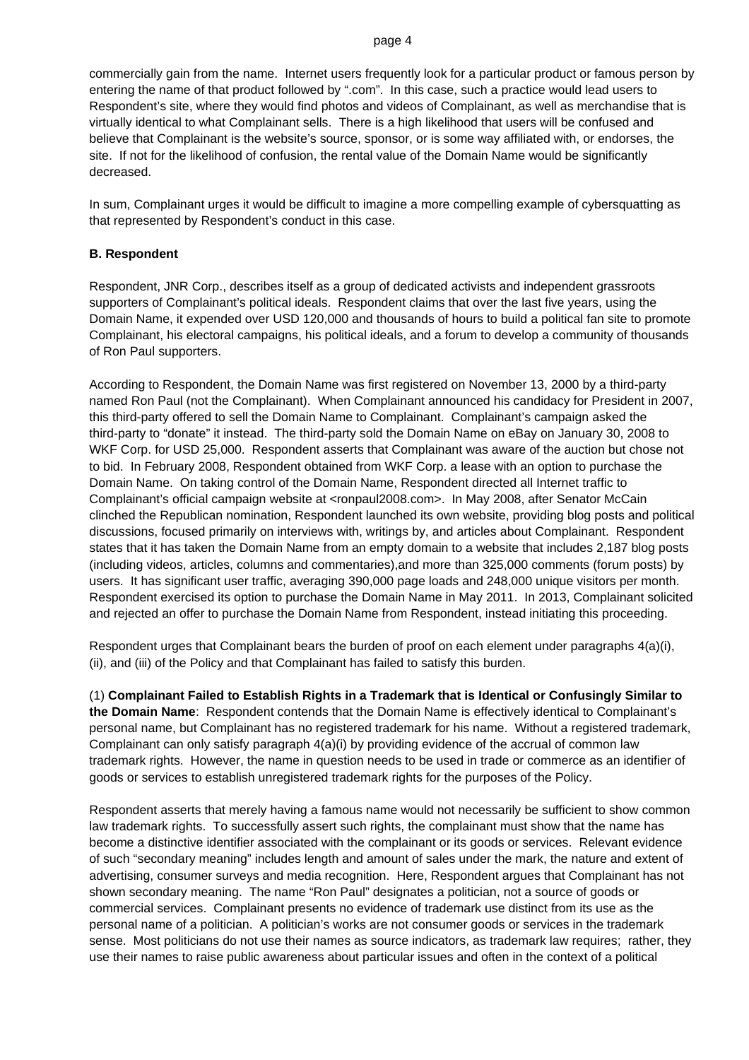commercially gain from the name. Internet users frequently look for a particular product or famous person by entering the name of that product followed by ".com". In this case, such a practice would lead users to Respondent's site, where they would find photos and videos of Complainant, as well as merchandise that is virtually identical to what Complainant sells. There is a high likelihood that users will be confused and believe that Complainant is the website's source, sponsor, or is some way affiliated with, or endorses, the site. If not for the likelihood of confusion, the rental value of the Domain Name would be significantly decreased.

In sum, Complainant urges it would be difficult to imagine a more compelling example of cybersquatting as that represented by Respondent's conduct in this case.

**B. Respondent**

Respondent, JNR Corp., describes itself as a group of dedicated activists and independent grassroots supporters of Complainant's political ideals. Respondent claims that over the last five years, using the Domain Name, it expended over USD 120,000 and thousands of hours to build a political fan site to promote Complainant, his electoral campaigns, his political ideals, and a forum to develop a community of thousands of Ron Paul supporters.

According to Respondent, the Domain Name was first registered on November 13, 2000 by a third-party named Ron Paul (not the Complainant). When Complainant announced his candidacy for President in 2007, this third-party offered to sell the Domain Name to Complainant. Complainant's campaign asked the third-party to "donate" it instead. The third-party sold the Domain Name on eBay on January 30, 2008 to WKF Corp. for USD 25,000. Respondent asserts that Complainant was aware of the auction but chose not to bid. In February 2008, Respondent obtained from WKF Corp. a lease with an option to purchase the Domain Name. On taking control of the Domain Name, Respondent directed all Internet traffic to Complainant's official campaign website at <ronpaul2008.com>. In May 2008, after Senator McCain clinched the Republican nomination, Respondent launched its own website, providing blog posts and political discussions, focused primarily on interviews with, writings by, and articles about Complainant. Respondent states that it has taken the Domain Name from an empty domain to a website that includes 2,187 blog posts (including videos, articles, columns and commentaries),and more than 325,000 comments (forum posts) by users. It has significant user traffic, averaging 390,000 page loads and 248,000 unique visitors per month. Respondent exercised its option to purchase the Domain Name in May 2011. In 2013, Complainant solicited and rejected an offer to purchase the Domain Name from Respondent, instead initiating this proceeding.

Respondent urges that Complainant bears the burden of proof on each element under paragraphs 4(a)(i), (ii), and (iii) of the Policy and that Complainant has failed to satisfy this burden.

(1) **Complainant Failed to Establish Rights in a Trademark that is Identical or Confusingly Similar to the Domain Name**: Respondent contends that the Domain Name is effectively identical to Complainant's personal name, but Complainant has no registered trademark for his name. Without a registered trademark, Complainant can only satisfy paragraph 4(a)(i) by providing evidence of the accrual of common law trademark rights. However, the name in question needs to be used in trade or commerce as an identifier of goods or services to establish unregistered trademark rights for the purposes of the Policy.

Respondent asserts that merely having a famous name would not necessarily be sufficient to show common law trademark rights. To successfully assert such rights, the complainant must show that the name has become a distinctive identifier associated with the complainant or its goods or services. Relevant evidence of such "secondary meaning" includes length and amount of sales under the mark, the nature and extent of advertising, consumer surveys and media recognition. Here, Respondent argues that Complainant has not shown secondary meaning. The name "Ron Paul" designates a politician, not a source of goods or commercial services. Complainant presents no evidence of trademark use distinct from its use as the personal name of a politician. A politician's works are not consumer goods or services in the trademark sense. Most politicians do not use their names as source indicators, as trademark law requires; rather, they use their names to raise public awareness about particular issues and often in the context of a political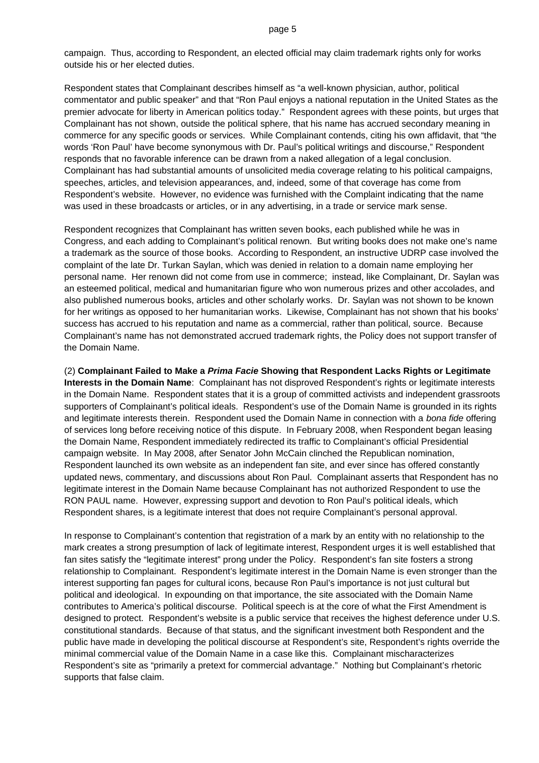campaign. Thus, according to Respondent, an elected official may claim trademark rights only for works outside his or her elected duties.

Respondent states that Complainant describes himself as "a well-known physician, author, political commentator and public speaker" and that "Ron Paul enjoys a national reputation in the United States as the premier advocate for liberty in American politics today." Respondent agrees with these points, but urges that Complainant has not shown, outside the political sphere, that his name has accrued secondary meaning in commerce for any specific goods or services. While Complainant contends, citing his own affidavit, that "the words 'Ron Paul' have become synonymous with Dr. Paul's political writings and discourse," Respondent responds that no favorable inference can be drawn from a naked allegation of a legal conclusion. Complainant has had substantial amounts of unsolicited media coverage relating to his political campaigns, speeches, articles, and television appearances, and, indeed, some of that coverage has come from Respondent's website. However, no evidence was furnished with the Complaint indicating that the name was used in these broadcasts or articles, or in any advertising, in a trade or service mark sense.

Respondent recognizes that Complainant has written seven books, each published while he was in Congress, and each adding to Complainant's political renown. But writing books does not make one's name a trademark as the source of those books. According to Respondent, an instructive UDRP case involved the complaint of the late Dr. Turkan Saylan, which was denied in relation to a domain name employing her personal name. Her renown did not come from use in commerce; instead, like Complainant, Dr. Saylan was an esteemed political, medical and humanitarian figure who won numerous prizes and other accolades, and also published numerous books, articles and other scholarly works. Dr. Saylan was not shown to be known for her writings as opposed to her humanitarian works. Likewise, Complainant has not shown that his books' success has accrued to his reputation and name as a commercial, rather than political, source. Because Complainant's name has not demonstrated accrued trademark rights, the Policy does not support transfer of the Domain Name.

(2) **Complainant Failed to Make a *Prima Facie* Showing that Respondent Lacks Rights or Legitimate Interests in the Domain Name**: Complainant has not disproved Respondent's rights or legitimate interests in the Domain Name. Respondent states that it is a group of committed activists and independent grassroots supporters of Complainant's political ideals. Respondent's use of the Domain Name is grounded in its rights and legitimate interests therein. Respondent used the Domain Name in connection with a *bona fide* offering of services long before receiving notice of this dispute. In February 2008, when Respondent began leasing the Domain Name, Respondent immediately redirected its traffic to Complainant's official Presidential campaign website. In May 2008, after Senator John McCain clinched the Republican nomination, Respondent launched its own website as an independent fan site, and ever since has offered constantly updated news, commentary, and discussions about Ron Paul. Complainant asserts that Respondent has no legitimate interest in the Domain Name because Complainant has not authorized Respondent to use the RON PAUL name. However, expressing support and devotion to Ron Paul's political ideals, which Respondent shares, is a legitimate interest that does not require Complainant's personal approval.

In response to Complainant's contention that registration of a mark by an entity with no relationship to the mark creates a strong presumption of lack of legitimate interest, Respondent urges it is well established that fan sites satisfy the "legitimate interest" prong under the Policy. Respondent's fan site fosters a strong relationship to Complainant. Respondent's legitimate interest in the Domain Name is even stronger than the interest supporting fan pages for cultural icons, because Ron Paul's importance is not just cultural but political and ideological. In expounding on that importance, the site associated with the Domain Name contributes to America's political discourse. Political speech is at the core of what the First Amendment is designed to protect. Respondent's website is a public service that receives the highest deference under U.S. constitutional standards. Because of that status, and the significant investment both Respondent and the public have made in developing the political discourse at Respondent's site, Respondent's rights override the minimal commercial value of the Domain Name in a case like this. Complainant mischaracterizes Respondent's site as "primarily a pretext for commercial advantage." Nothing but Complainant's rhetoric supports that false claim.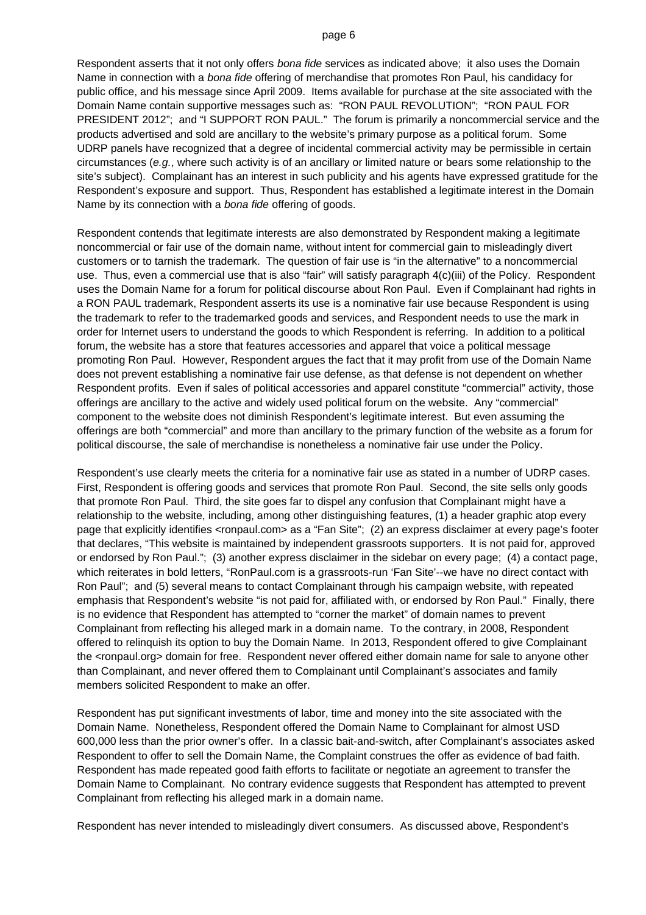Respondent asserts that it not only offers *bona fide* services as indicated above; it also uses the Domain Name in connection with a *bona fide* offering of merchandise that promotes Ron Paul, his candidacy for public office, and his message since April 2009. Items available for purchase at the site associated with the Domain Name contain supportive messages such as: "RON PAUL REVOLUTION"; "RON PAUL FOR PRESIDENT 2012"; and "I SUPPORT RON PAUL." The forum is primarily a noncommercial service and the products advertised and sold are ancillary to the website's primary purpose as a political forum. Some UDRP panels have recognized that a degree of incidental commercial activity may be permissible in certain circumstances (*e.g.*, where such activity is of an ancillary or limited nature or bears some relationship to the site's subject). Complainant has an interest in such publicity and his agents have expressed gratitude for the Respondent's exposure and support. Thus, Respondent has established a legitimate interest in the Domain Name by its connection with a *bona fide* offering of goods.

Respondent contends that legitimate interests are also demonstrated by Respondent making a legitimate noncommercial or fair use of the domain name, without intent for commercial gain to misleadingly divert customers or to tarnish the trademark. The question of fair use is "in the alternative" to a noncommercial use. Thus, even a commercial use that is also "fair" will satisfy paragraph 4(c)(iii) of the Policy. Respondent uses the Domain Name for a forum for political discourse about Ron Paul. Even if Complainant had rights in a RON PAUL trademark, Respondent asserts its use is a nominative fair use because Respondent is using the trademark to refer to the trademarked goods and services, and Respondent needs to use the mark in order for Internet users to understand the goods to which Respondent is referring. In addition to a political forum, the website has a store that features accessories and apparel that voice a political message promoting Ron Paul. However, Respondent argues the fact that it may profit from use of the Domain Name does not prevent establishing a nominative fair use defense, as that defense is not dependent on whether Respondent profits. Even if sales of political accessories and apparel constitute "commercial" activity, those offerings are ancillary to the active and widely used political forum on the website. Any "commercial" component to the website does not diminish Respondent's legitimate interest. But even assuming the offerings are both "commercial" and more than ancillary to the primary function of the website as a forum for political discourse, the sale of merchandise is nonetheless a nominative fair use under the Policy.

Respondent's use clearly meets the criteria for a nominative fair use as stated in a number of UDRP cases. First, Respondent is offering goods and services that promote Ron Paul. Second, the site sells only goods that promote Ron Paul. Third, the site goes far to dispel any confusion that Complainant might have a relationship to the website, including, among other distinguishing features, (1) a header graphic atop every page that explicitly identifies <ronpaul.com> as a "Fan Site"; (2) an express disclaimer at every page's footer that declares, "This website is maintained by independent grassroots supporters. It is not paid for, approved or endorsed by Ron Paul."; (3) another express disclaimer in the sidebar on every page; (4) a contact page, which reiterates in bold letters, "RonPaul.com is a grassroots-run 'Fan Site'--we have no direct contact with Ron Paul"; and (5) several means to contact Complainant through his campaign website, with repeated emphasis that Respondent's website "is not paid for, affiliated with, or endorsed by Ron Paul." Finally, there is no evidence that Respondent has attempted to "corner the market" of domain names to prevent Complainant from reflecting his alleged mark in a domain name. To the contrary, in 2008, Respondent offered to relinquish its option to buy the Domain Name. In 2013, Respondent offered to give Complainant the <ronpaul.org> domain for free. Respondent never offered either domain name for sale to anyone other than Complainant, and never offered them to Complainant until Complainant's associates and family members solicited Respondent to make an offer.

Respondent has put significant investments of labor, time and money into the site associated with the Domain Name. Nonetheless, Respondent offered the Domain Name to Complainant for almost USD 600,000 less than the prior owner's offer. In a classic bait-and-switch, after Complainant's associates asked Respondent to offer to sell the Domain Name, the Complaint construes the offer as evidence of bad faith. Respondent has made repeated good faith efforts to facilitate or negotiate an agreement to transfer the Domain Name to Complainant. No contrary evidence suggests that Respondent has attempted to prevent Complainant from reflecting his alleged mark in a domain name.

Respondent has never intended to misleadingly divert consumers. As discussed above, Respondent's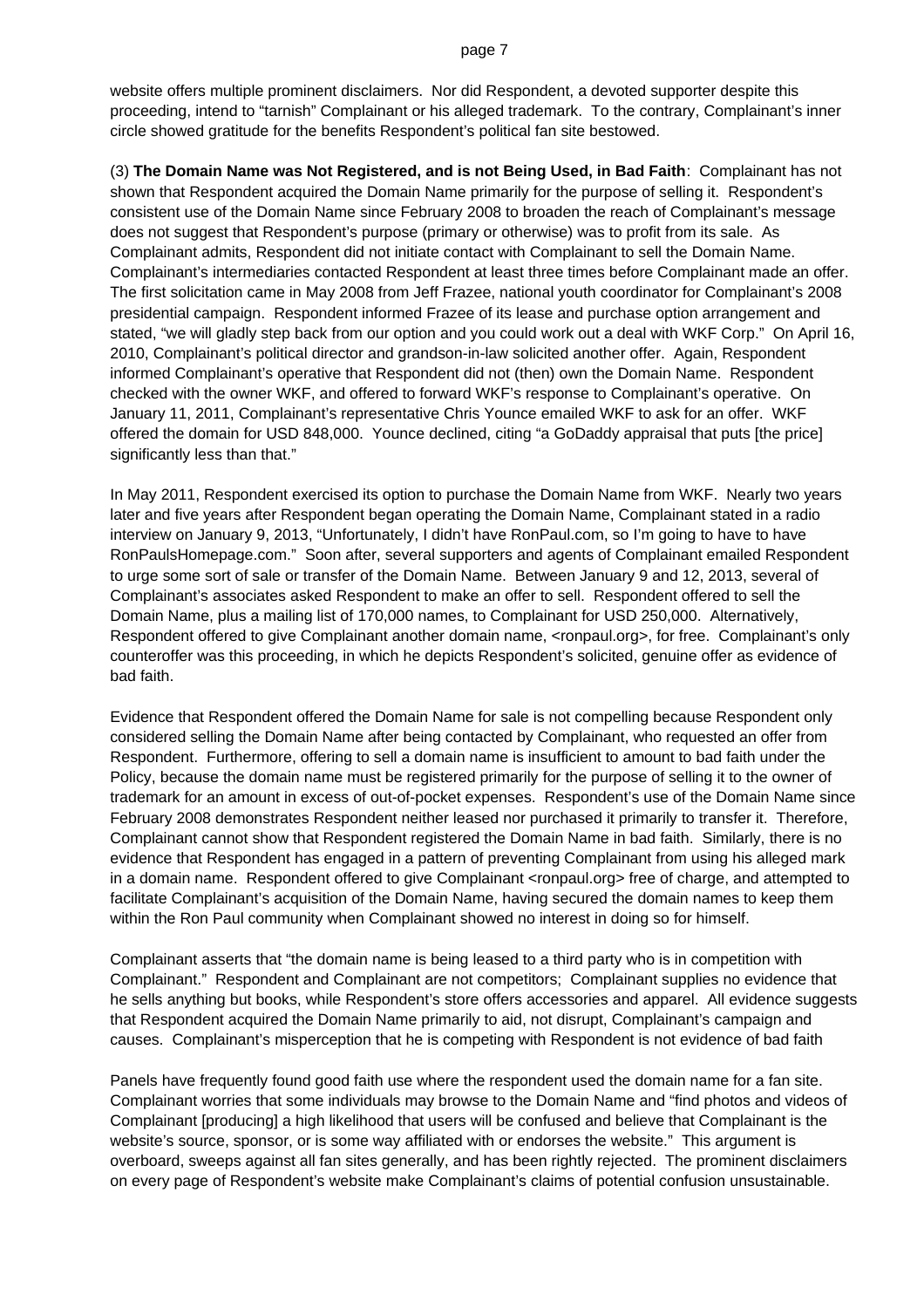website offers multiple prominent disclaimers. Nor did Respondent, a devoted supporter despite this proceeding, intend to "tarnish" Complainant or his alleged trademark. To the contrary, Complainant's inner circle showed gratitude for the benefits Respondent's political fan site bestowed.

(3) **The Domain Name was Not Registered, and is not Being Used, in Bad Faith**: Complainant has not shown that Respondent acquired the Domain Name primarily for the purpose of selling it. Respondent's consistent use of the Domain Name since February 2008 to broaden the reach of Complainant's message does not suggest that Respondent's purpose (primary or otherwise) was to profit from its sale. As Complainant admits, Respondent did not initiate contact with Complainant to sell the Domain Name. Complainant's intermediaries contacted Respondent at least three times before Complainant made an offer. The first solicitation came in May 2008 from Jeff Frazee, national youth coordinator for Complainant's 2008 presidential campaign. Respondent informed Frazee of its lease and purchase option arrangement and stated, "we will gladly step back from our option and you could work out a deal with WKF Corp." On April 16, 2010, Complainant's political director and grandson-in-law solicited another offer. Again, Respondent informed Complainant's operative that Respondent did not (then) own the Domain Name. Respondent checked with the owner WKF, and offered to forward WKF's response to Complainant's operative. On January 11, 2011, Complainant's representative Chris Younce emailed WKF to ask for an offer. WKF offered the domain for USD 848,000. Younce declined, citing "a GoDaddy appraisal that puts [the price] significantly less than that."

In May 2011, Respondent exercised its option to purchase the Domain Name from WKF. Nearly two years later and five years after Respondent began operating the Domain Name, Complainant stated in a radio interview on January 9, 2013, "Unfortunately, I didn't have RonPaul.com, so I'm going to have to have RonPaulsHomepage.com." Soon after, several supporters and agents of Complainant emailed Respondent to urge some sort of sale or transfer of the Domain Name. Between January 9 and 12, 2013, several of Complainant's associates asked Respondent to make an offer to sell. Respondent offered to sell the Domain Name, plus a mailing list of 170,000 names, to Complainant for USD 250,000. Alternatively, Respondent offered to give Complainant another domain name, <ronpaul.org>, for free. Complainant's only counteroffer was this proceeding, in which he depicts Respondent's solicited, genuine offer as evidence of bad faith.

Evidence that Respondent offered the Domain Name for sale is not compelling because Respondent only considered selling the Domain Name after being contacted by Complainant, who requested an offer from Respondent. Furthermore, offering to sell a domain name is insufficient to amount to bad faith under the Policy, because the domain name must be registered primarily for the purpose of selling it to the owner of trademark for an amount in excess of out-of-pocket expenses. Respondent's use of the Domain Name since February 2008 demonstrates Respondent neither leased nor purchased it primarily to transfer it. Therefore, Complainant cannot show that Respondent registered the Domain Name in bad faith. Similarly, there is no evidence that Respondent has engaged in a pattern of preventing Complainant from using his alleged mark in a domain name. Respondent offered to give Complainant <ronpaul.org> free of charge, and attempted to facilitate Complainant's acquisition of the Domain Name, having secured the domain names to keep them within the Ron Paul community when Complainant showed no interest in doing so for himself.

Complainant asserts that "the domain name is being leased to a third party who is in competition with Complainant." Respondent and Complainant are not competitors; Complainant supplies no evidence that he sells anything but books, while Respondent's store offers accessories and apparel. All evidence suggests that Respondent acquired the Domain Name primarily to aid, not disrupt, Complainant's campaign and causes. Complainant's misperception that he is competing with Respondent is not evidence of bad faith

Panels have frequently found good faith use where the respondent used the domain name for a fan site. Complainant worries that some individuals may browse to the Domain Name and "find photos and videos of Complainant [producing] a high likelihood that users will be confused and believe that Complainant is the website's source, sponsor, or is some way affiliated with or endorses the website." This argument is overboard, sweeps against all fan sites generally, and has been rightly rejected. The prominent disclaimers on every page of Respondent's website make Complainant's claims of potential confusion unsustainable.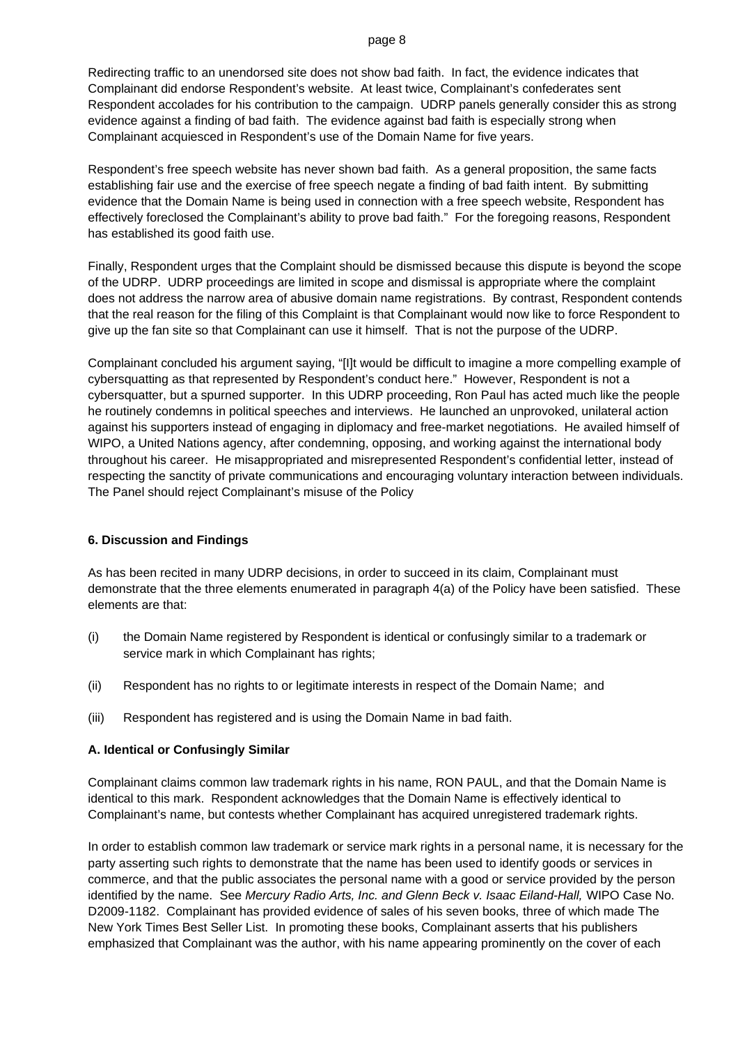Redirecting traffic to an unendorsed site does not show bad faith. In fact, the evidence indicates that Complainant did endorse Respondent's website. At least twice, Complainant's confederates sent Respondent accolades for his contribution to the campaign. UDRP panels generally consider this as strong evidence against a finding of bad faith. The evidence against bad faith is especially strong when Complainant acquiesced in Respondent's use of the Domain Name for five years.

Respondent's free speech website has never shown bad faith. As a general proposition, the same facts establishing fair use and the exercise of free speech negate a finding of bad faith intent. By submitting evidence that the Domain Name is being used in connection with a free speech website, Respondent has effectively foreclosed the Complainant's ability to prove bad faith." For the foregoing reasons, Respondent has established its good faith use.

Finally, Respondent urges that the Complaint should be dismissed because this dispute is beyond the scope of the UDRP. UDRP proceedings are limited in scope and dismissal is appropriate where the complaint does not address the narrow area of abusive domain name registrations. By contrast, Respondent contends that the real reason for the filing of this Complaint is that Complainant would now like to force Respondent to give up the fan site so that Complainant can use it himself. That is not the purpose of the UDRP.

Complainant concluded his argument saying, "[I]t would be difficult to imagine a more compelling example of cybersquatting as that represented by Respondent's conduct here." However, Respondent is not a cybersquatter, but a spurned supporter. In this UDRP proceeding, Ron Paul has acted much like the people he routinely condemns in political speeches and interviews. He launched an unprovoked, unilateral action against his supporters instead of engaging in diplomacy and free-market negotiations. He availed himself of WIPO, a United Nations agency, after condemning, opposing, and working against the international body throughout his career. He misappropriated and misrepresented Respondent's confidential letter, instead of respecting the sanctity of private communications and encouraging voluntary interaction between individuals. The Panel should reject Complainant's misuse of the Policy

## 6. Discussion and Findings

As has been recited in many UDRP decisions, in order to succeed in its claim, Complainant must demonstrate that the three elements enumerated in paragraph 4(a) of the Policy have been satisfied. These elements are that:

(i) the Domain Name registered by Respondent is identical or confusingly similar to a trademark or service mark in which Complainant has rights;

(ii) Respondent has no rights to or legitimate interests in respect of the Domain Name; and

(iii) Respondent has registered and is using the Domain Name in bad faith.

### A. Identical or Confusingly Similar

Complainant claims common law trademark rights in his name, RON PAUL, and that the Domain Name is identical to this mark. Respondent acknowledges that the Domain Name is effectively identical to Complainant's name, but contests whether Complainant has acquired unregistered trademark rights.

In order to establish common law trademark or service mark rights in a personal name, it is necessary for the party asserting such rights to demonstrate that the name has been used to identify goods or services in commerce, and that the public associates the personal name with a good or service provided by the person identified by the name. See *Mercury Radio Arts, Inc. and Glenn Beck v. Isaac Eiland-Hall,* WIPO Case No. D2009-1182. Complainant has provided evidence of sales of his seven books, three of which made The New York Times Best Seller List. In promoting these books, Complainant asserts that his publishers emphasized that Complainant was the author, with his name appearing prominently on the cover of each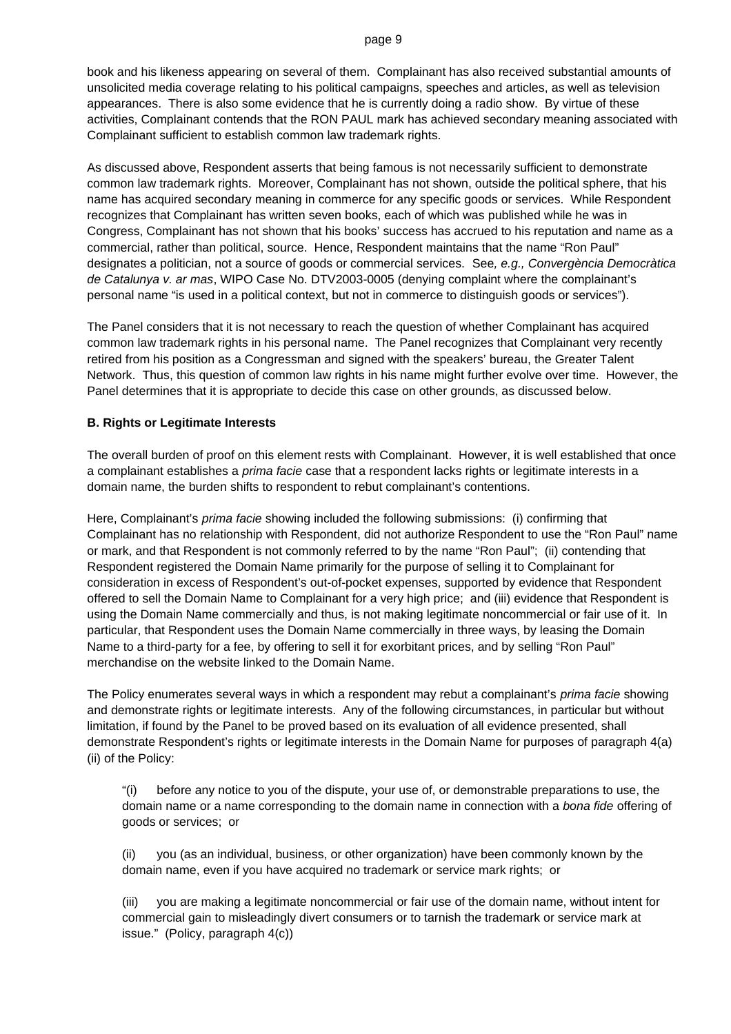book and his likeness appearing on several of them. Complainant has also received substantial amounts of unsolicited media coverage relating to his political campaigns, speeches and articles, as well as television appearances. There is also some evidence that he is currently doing a radio show. By virtue of these activities, Complainant contends that the RON PAUL mark has achieved secondary meaning associated with Complainant sufficient to establish common law trademark rights.

As discussed above, Respondent asserts that being famous is not necessarily sufficient to demonstrate common law trademark rights. Moreover, Complainant has not shown, outside the political sphere, that his name has acquired secondary meaning in commerce for any specific goods or services. While Respondent recognizes that Complainant has written seven books, each of which was published while he was in Congress, Complainant has not shown that his books' success has accrued to his reputation and name as a commercial, rather than political, source. Hence, Respondent maintains that the name "Ron Paul" designates a politician, not a source of goods or commercial services. See*, e.g., Convergència Democràtica de Catalunya v. ar mas*, WIPO Case No. DTV2003-0005 (denying complaint where the complainant's personal name "is used in a political context, but not in commerce to distinguish goods or services").

The Panel considers that it is not necessary to reach the question of whether Complainant has acquired common law trademark rights in his personal name. The Panel recognizes that Complainant very recently retired from his position as a Congressman and signed with the speakers' bureau, the Greater Talent Network. Thus, this question of common law rights in his name might further evolve over time. However, the Panel determines that it is appropriate to decide this case on other grounds, as discussed below.

**B. Rights or Legitimate Interests**

The overall burden of proof on this element rests with Complainant. However, it is well established that once a complainant establishes a *prima facie* case that a respondent lacks rights or legitimate interests in a domain name, the burden shifts to respondent to rebut complainant's contentions.

Here, Complainant's *prima facie* showing included the following submissions: (i) confirming that Complainant has no relationship with Respondent, did not authorize Respondent to use the "Ron Paul" name or mark, and that Respondent is not commonly referred to by the name "Ron Paul"; (ii) contending that Respondent registered the Domain Name primarily for the purpose of selling it to Complainant for consideration in excess of Respondent's out-of-pocket expenses, supported by evidence that Respondent offered to sell the Domain Name to Complainant for a very high price; and (iii) evidence that Respondent is using the Domain Name commercially and thus, is not making legitimate noncommercial or fair use of it. In particular, that Respondent uses the Domain Name commercially in three ways, by leasing the Domain Name to a third-party for a fee, by offering to sell it for exorbitant prices, and by selling "Ron Paul" merchandise on the website linked to the Domain Name.

The Policy enumerates several ways in which a respondent may rebut a complainant's *prima facie* showing and demonstrate rights or legitimate interests. Any of the following circumstances, in particular but without limitation, if found by the Panel to be proved based on its evaluation of all evidence presented, shall demonstrate Respondent's rights or legitimate interests in the Domain Name for purposes of paragraph 4(a)(ii) of the Policy:

> "(i) before any notice to you of the dispute, your use of, or demonstrable preparations to use, the domain name or a name corresponding to the domain name in connection with a *bona fide* offering of goods or services; or
>
> (ii) you (as an individual, business, or other organization) have been commonly known by the domain name, even if you have acquired no trademark or service mark rights; or
>
> (iii) you are making a legitimate noncommercial or fair use of the domain name, without intent for commercial gain to misleadingly divert consumers or to tarnish the trademark or service mark at issue." (Policy, paragraph 4(c))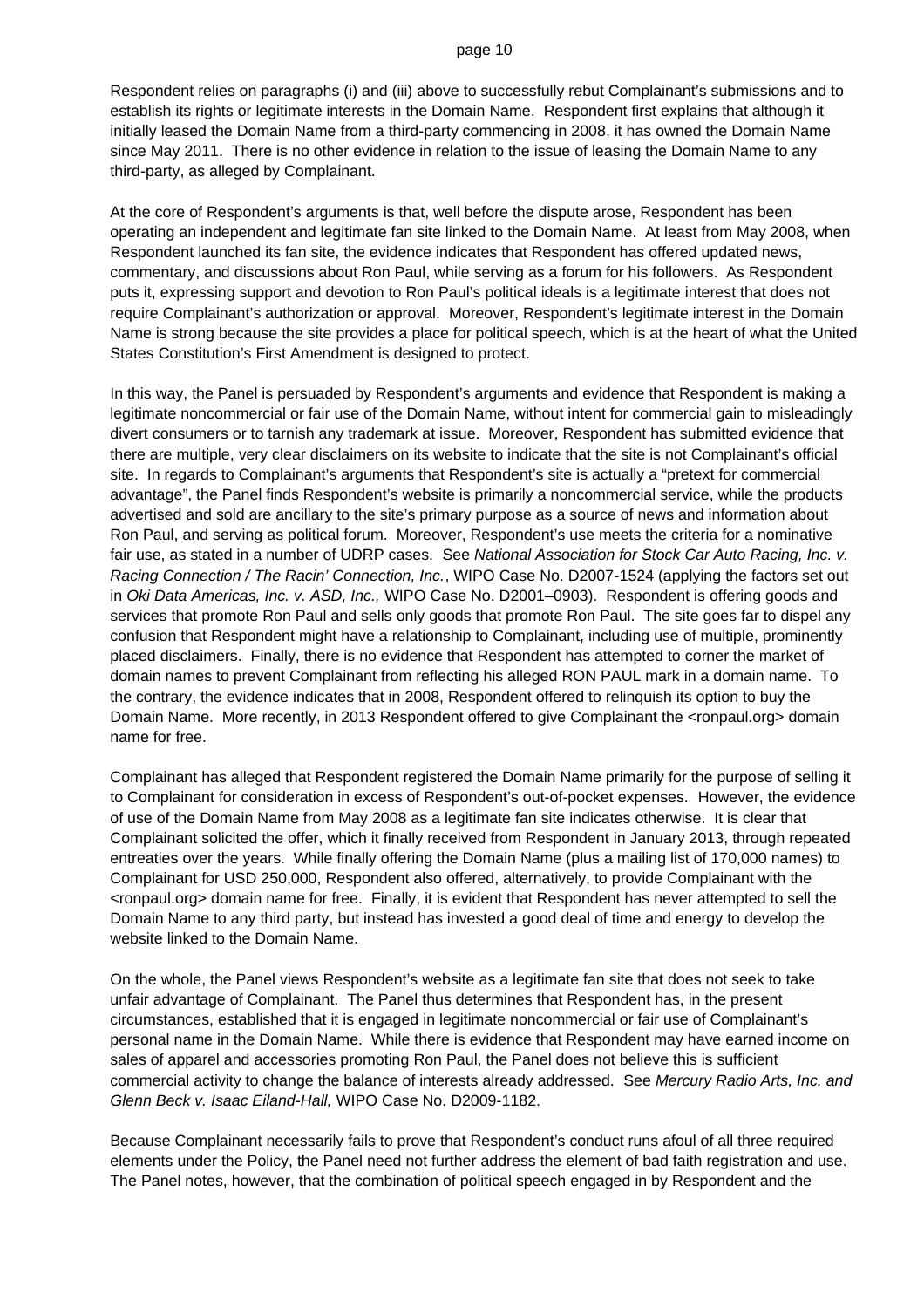Respondent relies on paragraphs (i) and (iii) above to successfully rebut Complainant's submissions and to establish its rights or legitimate interests in the Domain Name. Respondent first explains that although it initially leased the Domain Name from a third-party commencing in 2008, it has owned the Domain Name since May 2011. There is no other evidence in relation to the issue of leasing the Domain Name to any third-party, as alleged by Complainant.

At the core of Respondent's arguments is that, well before the dispute arose, Respondent has been operating an independent and legitimate fan site linked to the Domain Name. At least from May 2008, when Respondent launched its fan site, the evidence indicates that Respondent has offered updated news, commentary, and discussions about Ron Paul, while serving as a forum for his followers. As Respondent puts it, expressing support and devotion to Ron Paul's political ideals is a legitimate interest that does not require Complainant's authorization or approval. Moreover, Respondent's legitimate interest in the Domain Name is strong because the site provides a place for political speech, which is at the heart of what the United States Constitution's First Amendment is designed to protect.

In this way, the Panel is persuaded by Respondent's arguments and evidence that Respondent is making a legitimate noncommercial or fair use of the Domain Name, without intent for commercial gain to misleadingly divert consumers or to tarnish any trademark at issue. Moreover, Respondent has submitted evidence that there are multiple, very clear disclaimers on its website to indicate that the site is not Complainant's official site. In regards to Complainant's arguments that Respondent's site is actually a "pretext for commercial advantage", the Panel finds Respondent's website is primarily a noncommercial service, while the products advertised and sold are ancillary to the site's primary purpose as a source of news and information about Ron Paul, and serving as political forum. Moreover, Respondent's use meets the criteria for a nominative fair use, as stated in a number of UDRP cases. See *National Association for Stock Car Auto Racing, Inc. v. Racing Connection / The Racin' Connection, Inc.*, WIPO Case No. D2007-1524 (applying the factors set out in *Oki Data Americas, Inc. v. ASD, Inc.,* WIPO Case No. D2001–0903). Respondent is offering goods and services that promote Ron Paul and sells only goods that promote Ron Paul. The site goes far to dispel any confusion that Respondent might have a relationship to Complainant, including use of multiple, prominently placed disclaimers. Finally, there is no evidence that Respondent has attempted to corner the market of domain names to prevent Complainant from reflecting his alleged RON PAUL mark in a domain name. To the contrary, the evidence indicates that in 2008, Respondent offered to relinquish its option to buy the Domain Name. More recently, in 2013 Respondent offered to give Complainant the <ronpaul.org> domain name for free.

Complainant has alleged that Respondent registered the Domain Name primarily for the purpose of selling it to Complainant for consideration in excess of Respondent's out-of-pocket expenses. However, the evidence of use of the Domain Name from May 2008 as a legitimate fan site indicates otherwise. It is clear that Complainant solicited the offer, which it finally received from Respondent in January 2013, through repeated entreaties over the years. While finally offering the Domain Name (plus a mailing list of 170,000 names) to Complainant for USD 250,000, Respondent also offered, alternatively, to provide Complainant with the <ronpaul.org> domain name for free. Finally, it is evident that Respondent has never attempted to sell the Domain Name to any third party, but instead has invested a good deal of time and energy to develop the website linked to the Domain Name.

On the whole, the Panel views Respondent's website as a legitimate fan site that does not seek to take unfair advantage of Complainant. The Panel thus determines that Respondent has, in the present circumstances, established that it is engaged in legitimate noncommercial or fair use of Complainant's personal name in the Domain Name. While there is evidence that Respondent may have earned income on sales of apparel and accessories promoting Ron Paul, the Panel does not believe this is sufficient commercial activity to change the balance of interests already addressed. See *Mercury Radio Arts, Inc. and Glenn Beck v. Isaac Eiland-Hall,* WIPO Case No. D2009-1182.

Because Complainant necessarily fails to prove that Respondent's conduct runs afoul of all three required elements under the Policy, the Panel need not further address the element of bad faith registration and use. The Panel notes, however, that the combination of political speech engaged in by Respondent and the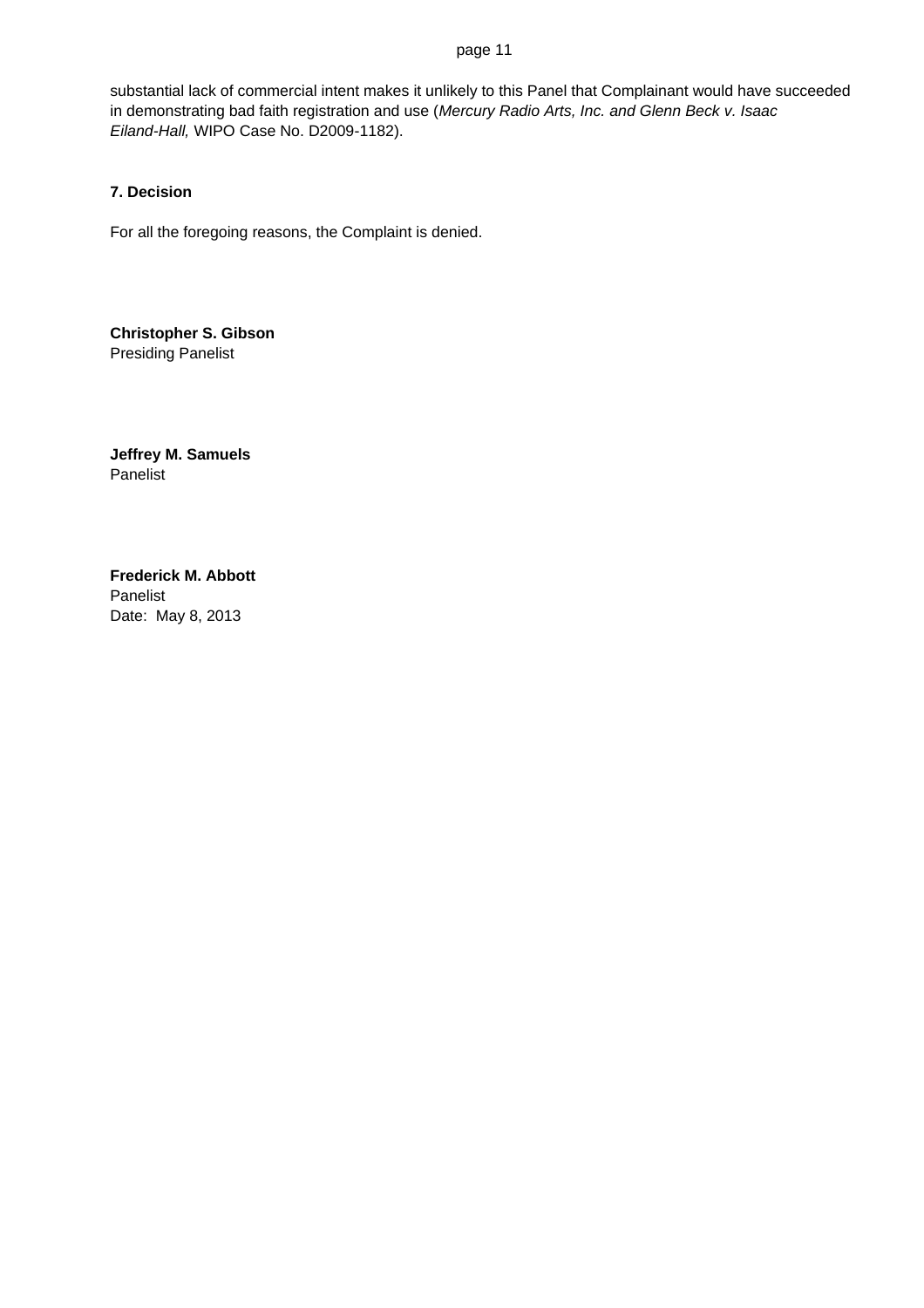substantial lack of commercial intent makes it unlikely to this Panel that Complainant would have succeeded in demonstrating bad faith registration and use (*Mercury Radio Arts, Inc. and Glenn Beck v. Isaac Eiland-Hall,* WIPO Case No. D2009-1182).

**7. Decision**

For all the foregoing reasons, the Complaint is denied.

**Christopher S. Gibson**
Presiding Panelist

**Jeffrey M. Samuels**
Panelist

**Frederick M. Abbott**
Panelist
Date: May 8, 2013